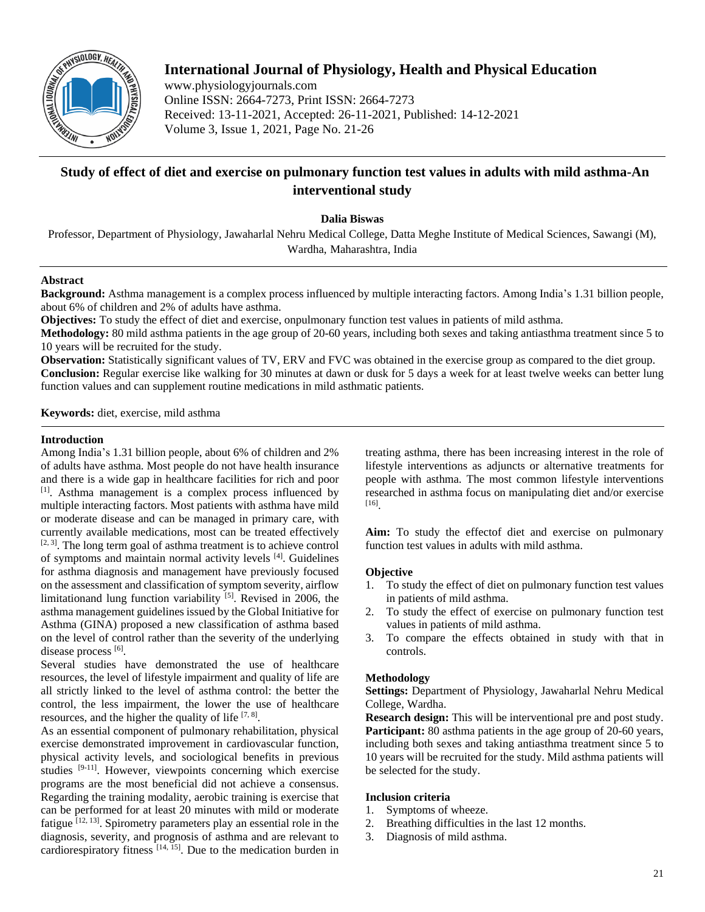# International Journal of Physiology, Health and Physical Education

www.physiologyjournals.com
Online ISSN: 2664-7273, Print ISSN: 2664-7273
Received: 13-11-2021, Accepted: 26-11-2021, Published: 14-12-2021
Volume 3, Issue 1, 2021, Page No. 21-26

## Study of effect of diet and exercise on pulmonary function test values in adults with mild asthma-An interventional study

**Dalia Biswas**

Professor, Department of Physiology, Jawaharlal Nehru Medical College, Datta Meghe Institute of Medical Sciences, Sawangi (M), Wardha, Maharashtra, India

### Abstract

**Background:** Asthma management is a complex process influenced by multiple interacting factors. Among India's 1.31 billion people, about 6% of children and 2% of adults have asthma.

**Objectives:** To study the effect of diet and exercise, onpulmonary function test values in patients of mild asthma.

**Methodology:** 80 mild asthma patients in the age group of 20-60 years, including both sexes and taking antiasthma treatment since 5 to 10 years will be recruited for the study.

**Observation:** Statistically significant values of TV, ERV and FVC was obtained in the exercise group as compared to the diet group.

**Conclusion:** Regular exercise like walking for 30 minutes at dawn or dusk for 5 days a week for at least twelve weeks can better lung function values and can supplement routine medications in mild asthmatic patients.

**Keywords:** diet, exercise, mild asthma

### Introduction

Among India's 1.31 billion people, about 6% of children and 2% of adults have asthma. Most people do not have health insurance and there is a wide gap in healthcare facilities for rich and poor [1]. Asthma management is a complex process influenced by multiple interacting factors. Most patients with asthma have mild or moderate disease and can be managed in primary care, with currently available medications, most can be treated effectively [2, 3]. The long term goal of asthma treatment is to achieve control of symptoms and maintain normal activity levels [4]. Guidelines for asthma diagnosis and management have previously focused on the assessment and classification of symptom severity, airflow limitationand lung function variability [5]. Revised in 2006, the asthma management guidelines issued by the Global Initiative for Asthma (GINA) proposed a new classification of asthma based on the level of control rather than the severity of the underlying disease process [6].

Several studies have demonstrated the use of healthcare resources, the level of lifestyle impairment and quality of life are all strictly linked to the level of asthma control: the better the control, the less impairment, the lower the use of healthcare resources, and the higher the quality of life [7, 8].

As an essential component of pulmonary rehabilitation, physical exercise demonstrated improvement in cardiovascular function, physical activity levels, and sociological benefits in previous studies [9-11]. However, viewpoints concerning which exercise programs are the most beneficial did not achieve a consensus. Regarding the training modality, aerobic training is exercise that can be performed for at least 20 minutes with mild or moderate fatigue [12, 13]. Spirometry parameters play an essential role in the diagnosis, severity, and prognosis of asthma and are relevant to cardiorespiratory fitness [14, 15]. Due to the medication burden in treating asthma, there has been increasing interest in the role of lifestyle interventions as adjuncts or alternative treatments for people with asthma. The most common lifestyle interventions researched in asthma focus on manipulating diet and/or exercise [16].

**Aim:** To study the effectof diet and exercise on pulmonary function test values in adults with mild asthma.

### Objective

1. To study the effect of diet on pulmonary function test values in patients of mild asthma.
2. To study the effect of exercise on pulmonary function test values in patients of mild asthma.
3. To compare the effects obtained in study with that in controls.

### Methodology

**Settings:** Department of Physiology, Jawaharlal Nehru Medical College, Wardha.

**Research design:** This will be interventional pre and post study.

**Participant:** 80 asthma patients in the age group of 20-60 years, including both sexes and taking antiasthma treatment since 5 to 10 years will be recruited for the study. Mild asthma patients will be selected for the study.

### Inclusion criteria

1. Symptoms of wheeze.
2. Breathing difficulties in the last 12 months.
3. Diagnosis of mild asthma.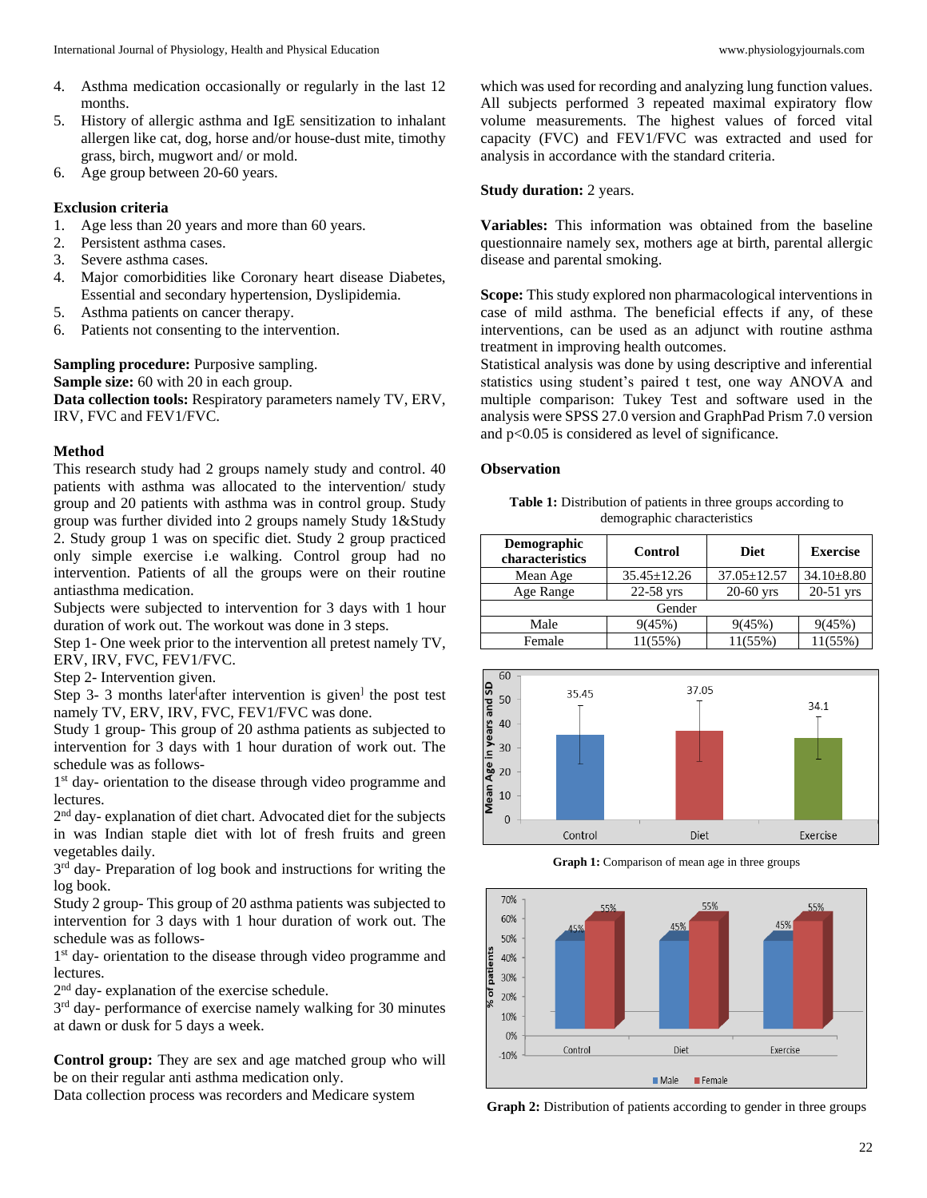4. Asthma medication occasionally or regularly in the last 12 months.
5. History of allergic asthma and IgE sensitization to inhalant allergen like cat, dog, horse and/or house-dust mite, timothy grass, birch, mugwort and/ or mold.
6. Age group between 20-60 years.

**Exclusion criteria**

1. Age less than 20 years and more than 60 years.
2. Persistent asthma cases.
3. Severe asthma cases.
4. Major comorbidities like Coronary heart disease Diabetes, Essential and secondary hypertension, Dyslipidemia.
5. Asthma patients on cancer therapy.
6. Patients not consenting to the intervention.

**Sampling procedure:** Purposive sampling.
**Sample size:** 60 with 20 in each group.
**Data collection tools:** Respiratory parameters namely TV, ERV, IRV, FVC and FEV1/FVC.

**Method**

This research study had 2 groups namely study and control. 40 patients with asthma was allocated to the intervention/ study group and 20 patients with asthma was in control group. Study group was further divided into 2 groups namely Study 1&Study 2. Study group 1 was on specific diet. Study 2 group practiced only simple exercise i.e walking. Control group had no intervention. Patients of all the groups were on their routine antiasthma medication.

Subjects were subjected to intervention for 3 days with 1 hour duration of work out. The workout was done in 3 steps.

Step 1- One week prior to the intervention all pretest namely TV, ERV, IRV, FVC, FEV1/FVC.

Step 2- Intervention given.

Step 3- 3 months later[after intervention is given] the post test namely TV, ERV, IRV, FVC, FEV1/FVC was done.

Study 1 group- This group of 20 asthma patients as subjected to intervention for 3 days with 1 hour duration of work out. The schedule was as follows-

1st day- orientation to the disease through video programme and lectures.

2nd day- explanation of diet chart. Advocated diet for the subjects in was Indian staple diet with lot of fresh fruits and green vegetables daily.

3rd day- Preparation of log book and instructions for writing the log book.

Study 2 group- This group of 20 asthma patients was subjected to intervention for 3 days with 1 hour duration of work out. The schedule was as follows-

1st day- orientation to the disease through video programme and lectures.

2nd day- explanation of the exercise schedule.

3rd day- performance of exercise namely walking for 30 minutes at dawn or dusk for 5 days a week.

**Control group:** They are sex and age matched group who will be on their regular anti asthma medication only.

Data collection process was recorders and Medicare system which was used for recording and analyzing lung function values. All subjects performed 3 repeated maximal expiratory flow volume measurements. The highest values of forced vital capacity (FVC) and FEV1/FVC was extracted and used for analysis in accordance with the standard criteria.

**Study duration:** 2 years.

**Variables:** This information was obtained from the baseline questionnaire namely sex, mothers age at birth, parental allergic disease and parental smoking.

**Scope:** This study explored non pharmacological interventions in case of mild asthma. The beneficial effects if any, of these interventions, can be used as an adjunct with routine asthma treatment in improving health outcomes.

Statistical analysis was done by using descriptive and inferential statistics using student's paired t test, one way ANOVA and multiple comparison: Tukey Test and software used in the analysis were SPSS 27.0 version and GraphPad Prism 7.0 version and $p<0.05$ is considered as level of significance.

**Observation**

**Table 1:** Distribution of patients in three groups according to demographic characteristics

| Demographic characteristics | Control | Diet | Exercise |
|---|---|---|---|
| Mean Age | 35.45±12.26 | 37.05±12.57 | 34.10±8.80 |
| Age Range | 22-58 yrs | 20-60 yrs | 20-51 yrs |
| Gender | | | |
| Male | 9(45%) | 9(45%) | 9(45%) |
| Female | 11(55%) | 11(55%) | 11(55%) |

**Graph 1:** Comparison of mean age in three groups

**Graph 2:** Distribution of patients according to gender in three groups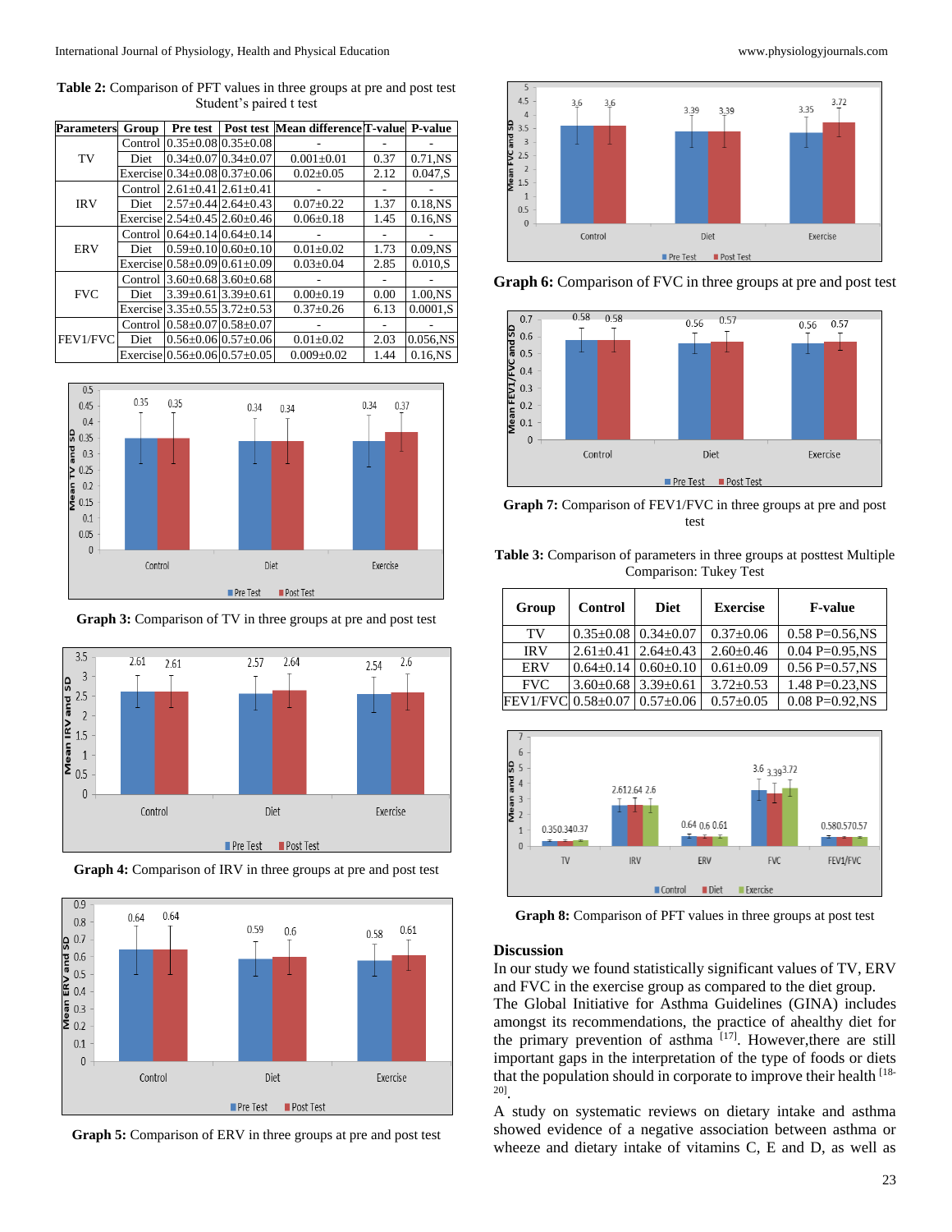**Table 2:** Comparison of PFT values in three groups at pre and post test Student's paired t test

| Parameters | Group | Pre test | Post test | Mean difference | T-value | P-value |
|---|---|---|---|---|---|---|
| TV | Control | 0.35±0.08 | 0.35±0.08 | - | - | - |
| | Diet | 0.34±0.07 | 0.34±0.07 | 0.001±0.01 | 0.37 | 0.71,NS |
| | Exercise | 0.34±0.08 | 0.37±0.06 | 0.02±0.05 | 2.12 | 0.047,S |
| IRV | Control | 2.61±0.41 | 2.61±0.41 | - | - | - |
| | Diet | 2.57±0.44 | 2.64±0.43 | 0.07±0.22 | 1.37 | 0.18,NS |
| | Exercise | 2.54±0.45 | 2.60±0.46 | 0.06±0.18 | 1.45 | 0.16,NS |
| ERV | Control | 0.64±0.14 | 0.64±0.14 | - | - | - |
| | Diet | 0.59±0.10 | 0.60±0.10 | 0.01±0.02 | 1.73 | 0.09,NS |
| | Exercise | 0.58±0.09 | 0.61±0.09 | 0.03±0.04 | 2.85 | 0.010,S |
| FVC | Control | 3.60±0.68 | 3.60±0.68 | - | - | - |
| | Diet | 3.39±0.61 | 3.39±0.61 | 0.00±0.19 | 0.00 | 1.00,NS |
| | Exercise | 3.35±0.55 | 3.72±0.53 | 0.37±0.26 | 6.13 | 0.0001,S |
| FEV1/FVC | Control | 0.58±0.07 | 0.58±0.07 | - | - | - |
| | Diet | 0.56±0.06 | 0.57±0.06 | 0.01±0.02 | 2.03 | 0.056,NS |
| | Exercise | 0.56±0.06 | 0.57±0.05 | 0.009±0.02 | 1.44 | 0.16,NS |

**Graph 3:** Comparison of TV in three groups at pre and post test

**Graph 4:** Comparison of IRV in three groups at pre and post test

**Graph 5:** Comparison of ERV in three groups at pre and post test

**Graph 6:** Comparison of FVC in three groups at pre and post test

**Graph 7:** Comparison of FEV1/FVC in three groups at pre and post test

**Table 3:** Comparison of parameters in three groups at posttest Multiple Comparison: Tukey Test

| Group | Control | Diet | Exercise | F-value |
|---|---|---|---|---|
| TV | 0.35±0.08 | 0.34±0.07 | 0.37±0.06 | 0.58 P=0.56,NS |
| IRV | 2.61±0.41 | 2.64±0.43 | 2.60±0.46 | 0.04 P=0.95,NS |
| ERV | 0.64±0.14 | 0.60±0.10 | 0.61±0.09 | 0.56 P=0.57,NS |
| FVC | 3.60±0.68 | 3.39±0.61 | 3.72±0.53 | 1.48 P=0.23,NS |
| FEV1/FVC | 0.58±0.07 | 0.57±0.06 | 0.57±0.05 | 0.08 P=0.92,NS |

**Graph 8:** Comparison of PFT values in three groups at post test

## Discussion

In our study we found statistically significant values of TV, ERV and FVC in the exercise group as compared to the diet group.

The Global Initiative for Asthma Guidelines (GINA) includes amongst its recommendations, the practice of ahealthy diet for the primary prevention of asthma [17]. However,there are still important gaps in the interpretation of the type of foods or diets that the population should in corporate to improve their health [18-20].

A study on systematic reviews on dietary intake and asthma showed evidence of a negative association between asthma or wheeze and dietary intake of vitamins C, E and D, as well as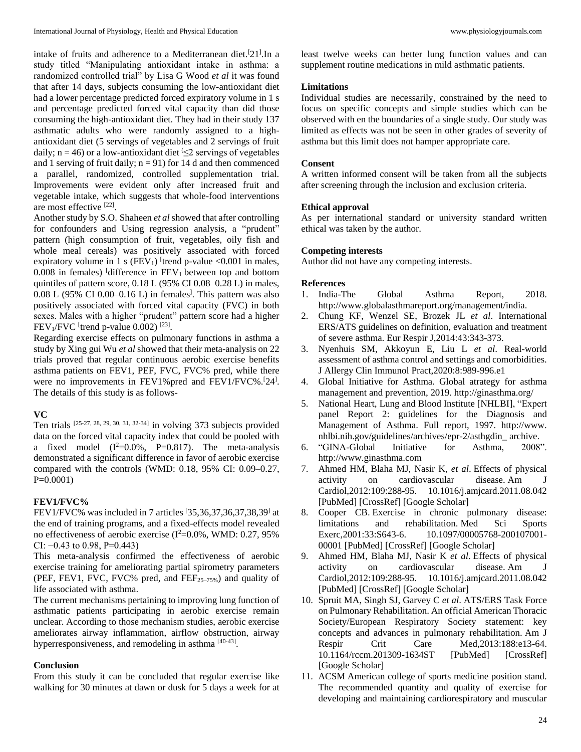intake of fruits and adherence to a Mediterranean diet.[21].In a study titled "Manipulating antioxidant intake in asthma: a randomized controlled trial" by Lisa G Wood *et al* it was found that after 14 days, subjects consuming the low-antioxidant diet had a lower percentage predicted forced expiratory volume in 1 s and percentage predicted forced vital capacity than did those consuming the high-antioxidant diet. They had in their study 137 asthmatic adults who were randomly assigned to a high-antioxidant diet (5 servings of vegetables and 2 servings of fruit daily; n = 46) or a low-antioxidant diet ($\leq$2 servings of vegetables and 1 serving of fruit daily; n = 91) for 14 d and then commenced a parallel, randomized, controlled supplementation trial. Improvements were evident only after increased fruit and vegetable intake, which suggests that whole-food interventions are most effective [22].

Another study by S.O. Shaheen *et al* showed that after controlling for confounders and Using regression analysis, a "prudent" pattern (high consumption of fruit, vegetables, oily fish and whole meal cereals) was positively associated with forced expiratory volume in 1 s ($FEV_1$) (trend p-value <0.001 in males, 0.008 in females) (difference in $FEV_1$ between top and bottom quintiles of pattern score, 0.18 L (95% CI 0.08–0.28 L) in males, 0.08 L (95% CI 0.00–0.16 L) in females). This pattern was also positively associated with forced vital capacity (FVC) in both sexes. Males with a higher "prudent" pattern score had a higher $FEV_1$/FVC (trend p-value 0.002) [23].

Regarding exercise effects on pulmonary functions in asthma a study by Xing gui Wu *et al* showed that their meta-analysis on 22 trials proved that regular continuous aerobic exercise benefits asthma patients on FEV1, PEF, FVC, FVC% pred, while there were no improvements in FEV1%pred and FEV1/FVC%.[24]. The details of this study is as follows-

**VC**

Ten trials [25-27, 28, 29, 30, 31, 32-34] in volving 373 subjects provided data on the forced vital capacity index that could be pooled with a fixed model ($I^2$=0.0%, P=0.817). The meta-analysis demonstrated a significant difference in favor of aerobic exercise compared with the controls (WMD: 0.18, 95% CI: 0.09–0.27, P=0.0001)

**FEV1/FVC%**

FEV1/FVC% was included in 7 articles [35,36,37,36,37,38,39] at the end of training programs, and a fixed-effects model revealed no effectiveness of aerobic exercise ($I^2$=0.0%, WMD: 0.27, 95% CI: −0.43 to 0.98, P=0.443)

This meta-analysis confirmed the effectiveness of aerobic exercise training for ameliorating partial spirometry parameters (PEF, FEV1, FVC, FVC% pred, and $FEF_{25–75\%}$) and quality of life associated with asthma.

The current mechanisms pertaining to improving lung function of asthmatic patients participating in aerobic exercise remain unclear. According to those mechanism studies, aerobic exercise ameliorates airway inflammation, airflow obstruction, airway hyperresponsiveness, and remodeling in asthma [40-43].

**Conclusion**

From this study it can be concluded that regular exercise like walking for 30 minutes at dawn or dusk for 5 days a week for at least twelve weeks can better lung function values and can supplement routine medications in mild asthmatic patients.

**Limitations**

Individual studies are necessarily, constrained by the need to focus on specific concepts and simple studies which can be observed with en the boundaries of a single study. Our study was limited as effects was not be seen in other grades of severity of asthma but this limit does not hamper appropriate care.

**Consent**

A written informed consent will be taken from all the subjects after screening through the inclusion and exclusion criteria.

**Ethical approval**

As per international standard or university standard written ethical was taken by the author.

**Competing interests**

Author did not have any competing interests.

**References**

1. India-The Global Asthma Report, 2018. http://www.globalasthmareport.org/management/india.
2. Chung KF, Wenzel SE, Brozek JL *et al*. International ERS/ATS guidelines on definition, evaluation and treatment of severe asthma. Eur Respir J,2014:43:343-373.
3. Nyenhuis SM, Akkoyun E, Liu L *et al*. Real-world assessment of asthma control and settings and comorbidities. J Allergy Clin Immunol Pract,2020:8:989-996.e1
4. Global Initiative for Asthma. Global atrategy for asthma management and prevention, 2019. http://ginasthma.org/
5. National Heart, Lung and Blood Institute [NHLBI], "Expert panel Report 2: guidelines for the Diagnosis and Management of Asthma. Full report, 1997. http://www. nhlbi.nih.gov/guidelines/archives/epr-2/asthgdin_ archive.
6. "GINA-Global Initiative for Asthma, 2008". http://www.ginasthma.com
7. Ahmed HM, Blaha MJ, Nasir K, *et al*. Effects of physical activity on cardiovascular disease. Am J Cardiol,2012:109:288-95. 10.1016/j.amjcard.2011.08.042 [PubMed] [CrossRef] [Google Scholar]
8. Cooper CB. Exercise in chronic pulmonary disease: limitations and rehabilitation. Med Sci Sports Exerc,2001:33:S643-6. 10.1097/00005768-200107001-00001 [PubMed] [CrossRef] [Google Scholar]
9. Ahmed HM, Blaha MJ, Nasir K *et al*. Effects of physical activity on cardiovascular disease. Am J Cardiol,2012:109:288-95. 10.1016/j.amjcard.2011.08.042 [PubMed] [CrossRef] [Google Scholar]
10. Spruit MA, Singh SJ, Garvey C *et al*. ATS/ERS Task Force on Pulmonary Rehabilitation. An official American Thoracic Society/European Respiratory Society statement: key concepts and advances in pulmonary rehabilitation. Am J Respir Crit Care Med,2013:188:e13-64. 10.1164/rccm.201309-1634ST [PubMed] [CrossRef] [Google Scholar]
11. ACSM American college of sports medicine position stand. The recommended quantity and quality of exercise for developing and maintaining cardiorespiratory and muscular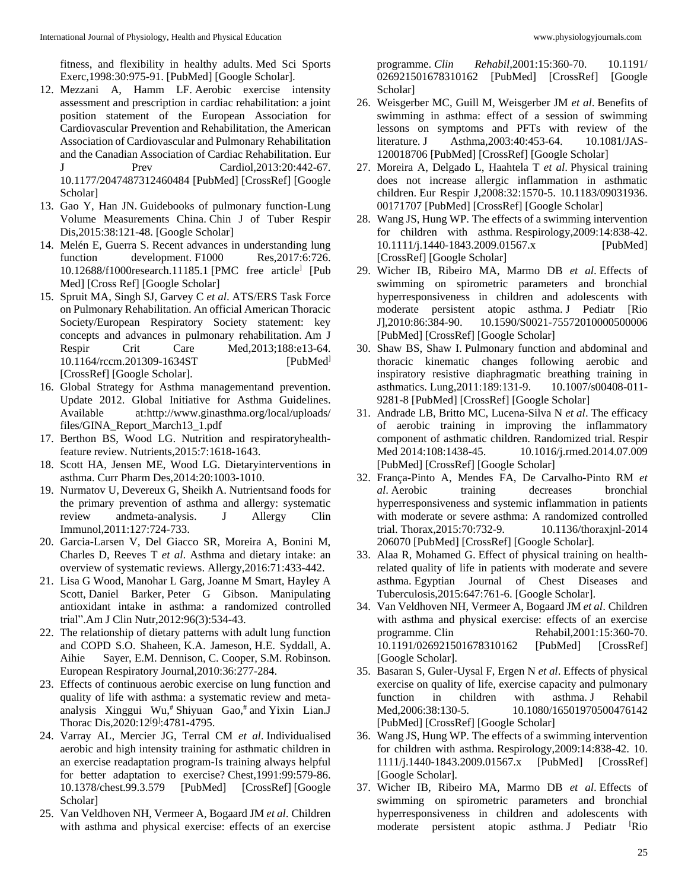fitness, and flexibility in healthy adults. Med Sci Sports Exerc,1998:30:975-91. [PubMed] [Google Scholar].

12. Mezzani A, Hamm LF. Aerobic exercise intensity assessment and prescription in cardiac rehabilitation: a joint position statement of the European Association for Cardiovascular Prevention and Rehabilitation, the American Association of Cardiovascular and Pulmonary Rehabilitation and the Canadian Association of Cardiac Rehabilitation. Eur J Prev Cardiol,2013:20:442-67. 10.1177/2047487312460484 [PubMed] [CrossRef] [Google Scholar]
13. Gao Y, Han JN. Guidebooks of pulmonary function-Lung Volume Measurements China. Chin J of Tuber Respir Dis,2015:38:121-48. [Google Scholar]
14. Melén E, Guerra S. Recent advances in understanding lung function development. F1000 Res,2017:6:726. 10.12688/f1000research.11185.1 [PMC free article] [Pub Med] [Cross Ref] [Google Scholar]
15. Spruit MA, Singh SJ, Garvey C *et al*. ATS/ERS Task Force on Pulmonary Rehabilitation. An official American Thoracic Society/European Respiratory Society statement: key concepts and advances in pulmonary rehabilitation. Am J Respir Crit Care Med,2013;188:e13-64. 10.1164/rccm.201309-1634ST [PubMed] [CrossRef] [Google Scholar].
16. Global Strategy for Asthma managementand prevention. Update 2012. Global Initiative for Asthma Guidelines. Available at:http://www.ginasthma.org/local/uploads/files/GINA_Report_March13_1.pdf
17. Berthon BS, Wood LG. Nutrition and respiratoryhealth-feature review. Nutrients,2015:7:1618-1643.
18. Scott HA, Jensen ME, Wood LG. Dietaryinterventions in asthma. Curr Pharm Des,2014:20:1003-1010.
19. Nurmatov U, Devereux G, Sheikh A. Nutrientsand foods for the primary prevention of asthma and allergy: systematic review andmeta-analysis. J Allergy Clin Immunol,2011:127:724-733.
20. Garcia-Larsen V, Del Giacco SR, Moreira A, Bonini M, Charles D, Reeves T *et al*. Asthma and dietary intake: an overview of systematic reviews. Allergy,2016:71:433-442.
21. Lisa G Wood, Manohar L Garg, Joanne M Smart, Hayley A Scott, Daniel Barker, Peter G Gibson. Manipulating antioxidant intake in asthma: a randomized controlled trial".Am J Clin Nutr,2012:96(3):534-43.
22. The relationship of dietary patterns with adult lung function and COPD S.O. Shaheen, K.A. Jameson, H.E. Syddall, A. Aihie Sayer, E.M. Dennison, C. Cooper, S.M. Robinson. European Respiratory Journal,2010:36:277-284.
23. Effects of continuous aerobic exercise on lung function and quality of life with asthma: a systematic review and meta-analysis Xinggui Wu,# Shiyuan Gao,# and Yixin Lian.J Thorac Dis,2020:12(9):4781-4795.
24. Varray AL, Mercier JG, Terral CM *et al*. Individualised aerobic and high intensity training for asthmatic children in an exercise readaptation program-Is training always helpful for better adaptation to exercise? Chest,1991:99:579-86. 10.1378/chest.99.3.579 [PubMed] [CrossRef] [Google Scholar]
25. Van Veldhoven NH, Vermeer A, Bogaard JM *et al*. Children with asthma and physical exercise: effects of an exercise programme. *Clin Rehabil*,2001:15:360-70. 10.1191/026921501678310162 [PubMed] [CrossRef] [Google Scholar]
26. Weisgerber MC, Guill M, Weisgerber JM *et al*. Benefits of swimming in asthma: effect of a session of swimming lessons on symptoms and PFTs with review of the literature. J Asthma,2003:40:453-64. 10.1081/JAS-120018706 [PubMed] [CrossRef] [Google Scholar]
27. Moreira A, Delgado L, Haahtela T *et al*. Physical training does not increase allergic inflammation in asthmatic children. Eur Respir J,2008:32:1570-5. 10.1183/09031936.00171707 [PubMed] [CrossRef] [Google Scholar]
28. Wang JS, Hung WP. The effects of a swimming intervention for children with asthma. Respirology,2009:14:838-42. 10.1111/j.1440-1843.2009.01567.x [PubMed] [CrossRef] [Google Scholar]
29. Wicher IB, Ribeiro MA, Marmo DB *et al*. Effects of swimming on spirometric parameters and bronchial hyperresponsiveness in children and adolescents with moderate persistent atopic asthma. J Pediatr [Rio J],2010:86:384-90. 10.1590/S0021-75572010000500006 [PubMed] [CrossRef] [Google Scholar]
30. Shaw BS, Shaw I. Pulmonary function and abdominal and thoracic kinematic changes following aerobic and inspiratory resistive diaphragmatic breathing training in asthmatics. Lung,2011:189:131-9. 10.1007/s00408-011-9281-8 [PubMed] [CrossRef] [Google Scholar]
31. Andrade LB, Britto MC, Lucena-Silva N *et al*. The efficacy of aerobic training in improving the inflammatory component of asthmatic children. Randomized trial. Respir Med 2014:108:1438-45. 10.1016/j.rmed.2014.07.009 [PubMed] [CrossRef] [Google Scholar]
32. França-Pinto A, Mendes FA, De Carvalho-Pinto RM *et al*. Aerobic training decreases bronchial hyperresponsiveness and systemic inflammation in patients with moderate or severe asthma: A randomized controlled trial. Thorax,2015:70:732-9. 10.1136/thoraxjnl-2014 206070 [PubMed] [CrossRef] [Google Scholar].
33. Alaa R, Mohamed G. Effect of physical training on health-related quality of life in patients with moderate and severe asthma. Egyptian Journal of Chest Diseases and Tuberculosis,2015:647:761-6. [Google Scholar].
34. Van Veldhoven NH, Vermeer A, Bogaard JM *et al*. Children with asthma and physical exercise: effects of an exercise programme. Clin Rehabil,2001:15:360-70. 10.1191/026921501678310162 [PubMed] [CrossRef] [Google Scholar].
35. Basaran S, Guler-Uysal F, Ergen N *et al*. Effects of physical exercise on quality of life, exercise capacity and pulmonary function in children with asthma. J Rehabil Med,2006:38:130-5. 10.1080/16501970500476142 [PubMed] [CrossRef] [Google Scholar]
36. Wang JS, Hung WP. The effects of a swimming intervention for children with asthma. Respirology,2009:14:838-42. 10. 1111/j.1440-1843.2009.01567.x [PubMed] [CrossRef] [Google Scholar].
37. Wicher IB, Ribeiro MA, Marmo DB *et al*. Effects of swimming on spirometric parameters and bronchial hyperresponsiveness in children and adolescents with moderate persistent atopic asthma. J Pediatr [Rio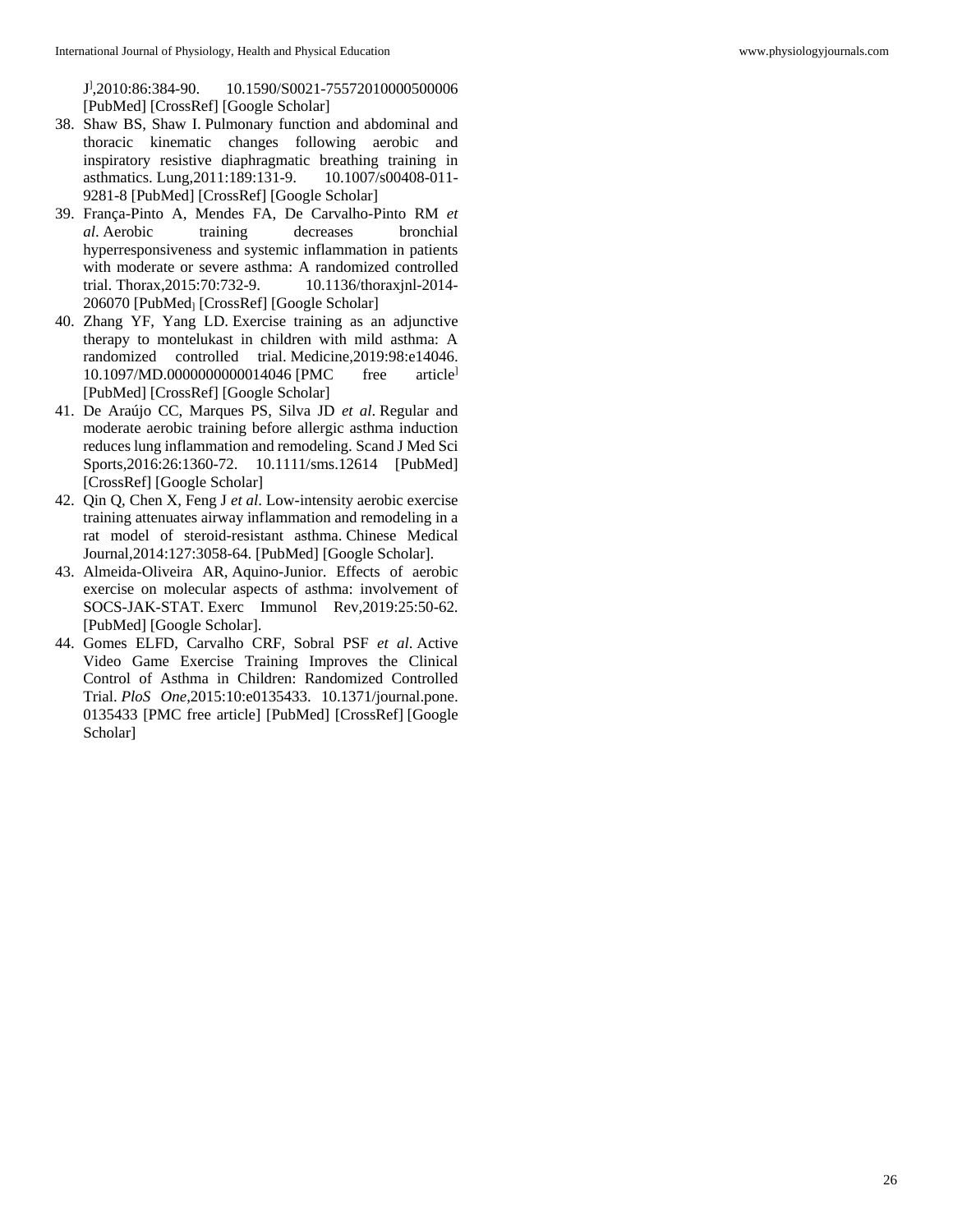J],2010:86:384-90. 10.1590/S0021-75572010000500006 [PubMed] [CrossRef] [Google Scholar]

38. Shaw BS, Shaw I. Pulmonary function and abdominal and thoracic kinematic changes following aerobic and inspiratory resistive diaphragmatic breathing training in asthmatics. Lung,2011:189:131-9. 10.1007/s00408-011-9281-8 [PubMed] [CrossRef] [Google Scholar]
39. França-Pinto A, Mendes FA, De Carvalho-Pinto RM *et al*. Aerobic training decreases bronchial hyperresponsiveness and systemic inflammation in patients with moderate or severe asthma: A randomized controlled trial. Thorax,2015:70:732-9. 10.1136/thoraxjnl-2014-206070 [PubMed] [CrossRef] [Google Scholar]
40. Zhang YF, Yang LD. Exercise training as an adjunctive therapy to montelukast in children with mild asthma: A randomized controlled trial. Medicine,2019:98:e14046. 10.1097/MD.0000000000014046 [PMC free article] [PubMed] [CrossRef] [Google Scholar]
41. De Araújo CC, Marques PS, Silva JD *et al*. Regular and moderate aerobic training before allergic asthma induction reduces lung inflammation and remodeling. Scand J Med Sci Sports,2016:26:1360-72. 10.1111/sms.12614 [PubMed] [CrossRef] [Google Scholar]
42. Qin Q, Chen X, Feng J *et al*. Low-intensity aerobic exercise training attenuates airway inflammation and remodeling in a rat model of steroid-resistant asthma. Chinese Medical Journal,2014:127:3058-64. [PubMed] [Google Scholar].
43. Almeida-Oliveira AR, Aquino-Junior. Effects of aerobic exercise on molecular aspects of asthma: involvement of SOCS-JAK-STAT. Exerc Immunol Rev,2019:25:50-62. [PubMed] [Google Scholar].
44. Gomes ELFD, Carvalho CRF, Sobral PSF *et al*. Active Video Game Exercise Training Improves the Clinical Control of Asthma in Children: Randomized Controlled Trial. *PloS One*,2015:10:e0135433. 10.1371/journal.pone.0135433 [PMC free article] [PubMed] [CrossRef] [Google Scholar]